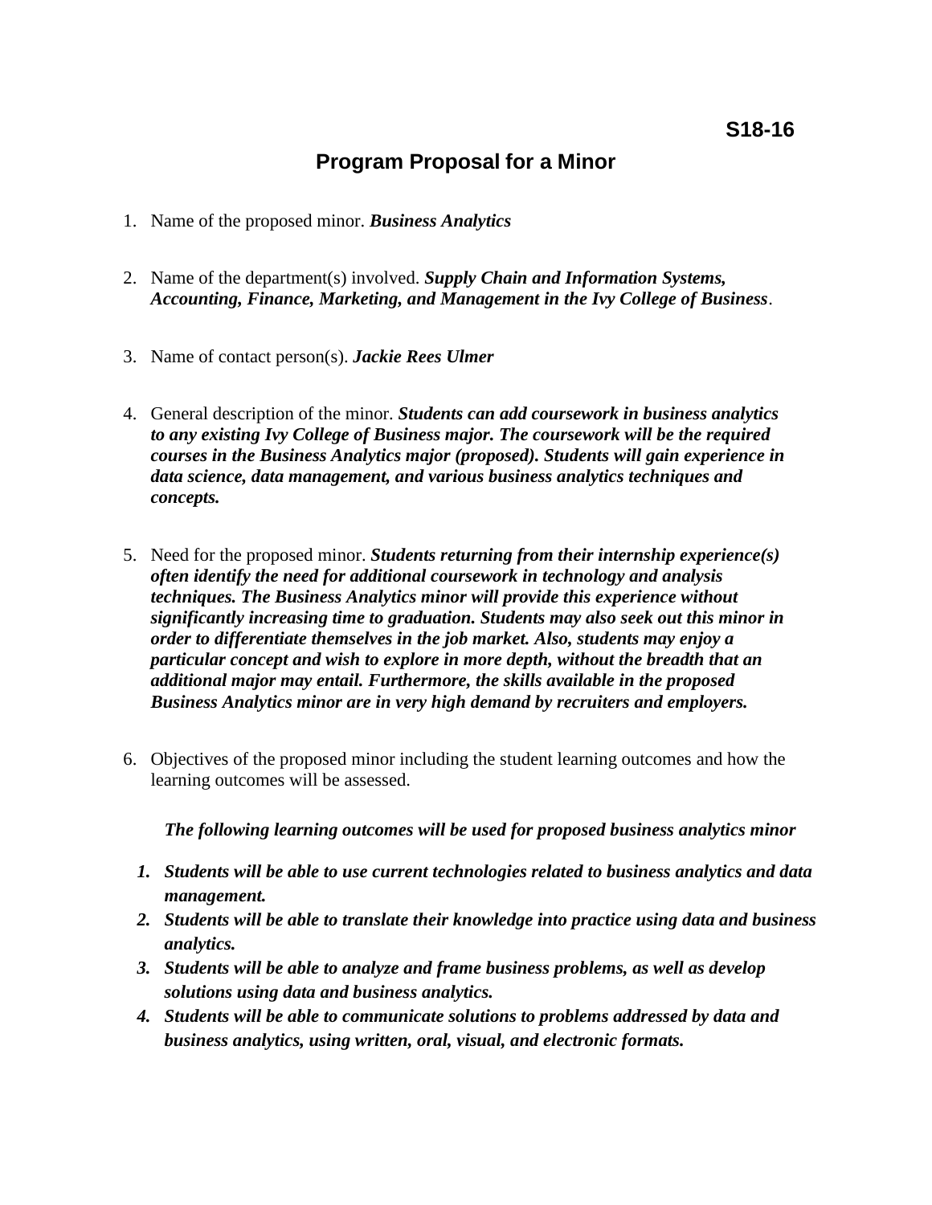**S18-16**

# Program Proposal for a Minor

1. Name of the proposed minor. ***Business Analytics***

2. Name of the department(s) involved. ***Supply Chain and Information Systems, Accounting, Finance, Marketing, and Management in the Ivy College of Business***.

3. Name of contact person(s). ***Jackie Rees Ulmer***

4. General description of the minor. ***Students can add coursework in business analytics to any existing Ivy College of Business major. The coursework will be the required courses in the Business Analytics major (proposed). Students will gain experience in data science, data management, and various business analytics techniques and concepts.***

5. Need for the proposed minor. ***Students returning from their internship experience(s) often identify the need for additional coursework in technology and analysis techniques. The Business Analytics minor will provide this experience without significantly increasing time to graduation. Students may also seek out this minor in order to differentiate themselves in the job market. Also, students may enjoy a particular concept and wish to explore in more depth, without the breadth that an additional major may entail. Furthermore, the skills available in the proposed Business Analytics minor are in very high demand by recruiters and employers.***

6. Objectives of the proposed minor including the student learning outcomes and how the learning outcomes will be assessed.

   ***The following learning outcomes will be used for proposed business analytics minor***

   1. ***Students will be able to use current technologies related to business analytics and data management.***
   2. ***Students will be able to translate their knowledge into practice using data and business analytics.***
   3. ***Students will be able to analyze and frame business problems, as well as develop solutions using data and business analytics.***
   4. ***Students will be able to communicate solutions to problems addressed by data and business analytics, using written, oral, visual, and electronic formats.***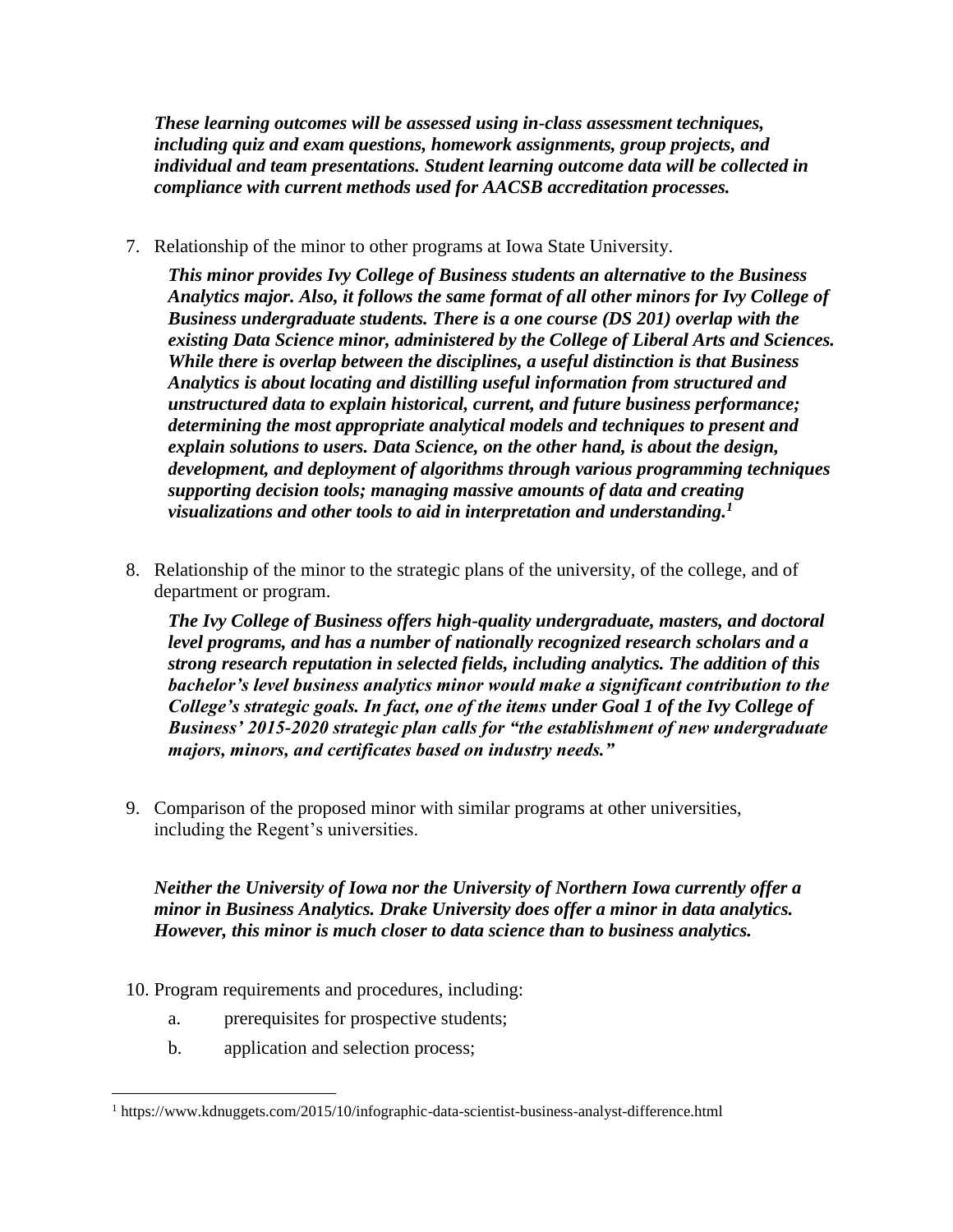***These learning outcomes will be assessed using in-class assessment techniques, including quiz and exam questions, homework assignments, group projects, and individual and team presentations. Student learning outcome data will be collected in compliance with current methods used for AACSB accreditation processes.***

7. Relationship of the minor to other programs at Iowa State University.

   ***This minor provides Ivy College of Business students an alternative to the Business Analytics major. Also, it follows the same format of all other minors for Ivy College of Business undergraduate students. There is a one course (DS 201) overlap with the existing Data Science minor, administered by the College of Liberal Arts and Sciences. While there is overlap between the disciplines, a useful distinction is that Business Analytics is about locating and distilling useful information from structured and unstructured data to explain historical, current, and future business performance; determining the most appropriate analytical models and techniques to present and explain solutions to users. Data Science, on the other hand, is about the design, development, and deployment of algorithms through various programming techniques supporting decision tools; managing massive amounts of data and creating visualizations and other tools to aid in interpretation and understanding.***[1]

8. Relationship of the minor to the strategic plans of the university, of the college, and of department or program.

   ***The Ivy College of Business offers high-quality undergraduate, masters, and doctoral level programs, and has a number of nationally recognized research scholars and a strong research reputation in selected fields, including analytics. The addition of this bachelor's level business analytics minor would make a significant contribution to the College's strategic goals. In fact, one of the items under Goal 1 of the Ivy College of Business' 2015-2020 strategic plan calls for "the establishment of new undergraduate majors, minors, and certificates based on industry needs."***

9. Comparison of the proposed minor with similar programs at other universities, including the Regent's universities.

   ***Neither the University of Iowa nor the University of Northern Iowa currently offer a minor in Business Analytics. Drake University does offer a minor in data analytics. However, this minor is much closer to data science than to business analytics.***

10. Program requirements and procedures, including:

    a. prerequisites for prospective students;

    b. application and selection process;

---

[1] https://www.kdnuggets.com/2015/10/infographic-data-scientist-business-analyst-difference.html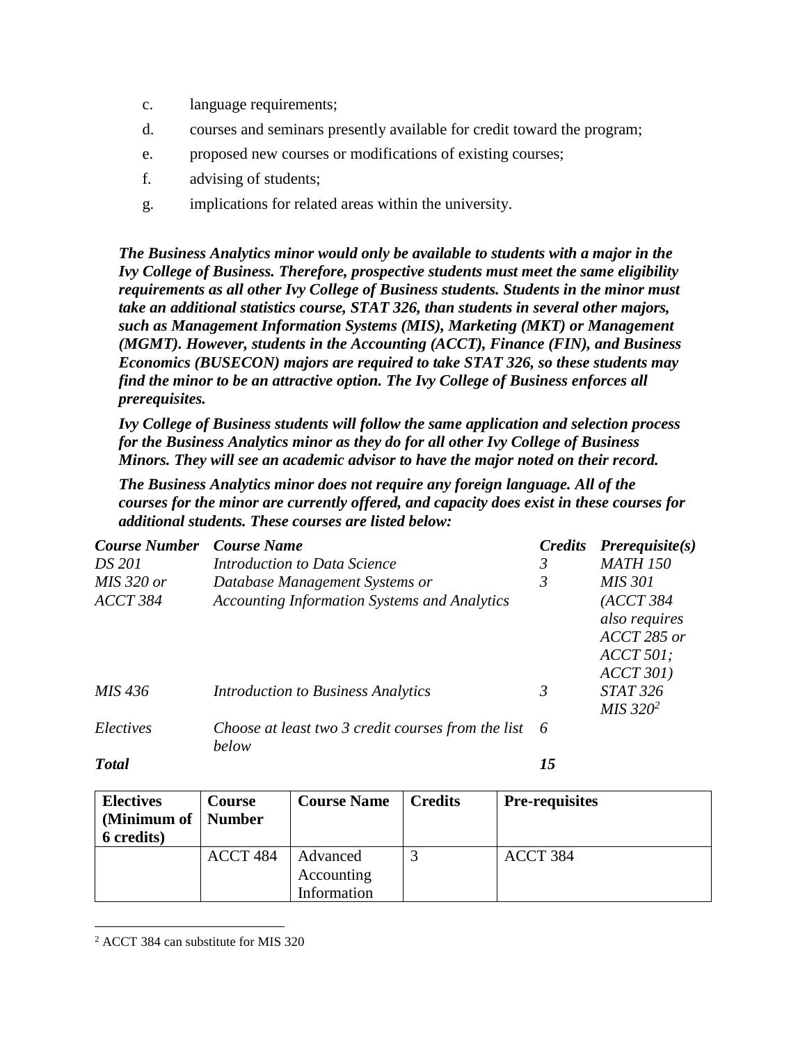c. language requirements;

d. courses and seminars presently available for credit toward the program;

e. proposed new courses or modifications of existing courses;

f. advising of students;

g. implications for related areas within the university.

***The Business Analytics minor would only be available to students with a major in the Ivy College of Business. Therefore, prospective students must meet the same eligibility requirements as all other Ivy College of Business students. Students in the minor must take an additional statistics course, STAT 326, than students in several other majors, such as Management Information Systems (MIS), Marketing (MKT) or Management (MGMT). However, students in the Accounting (ACCT), Finance (FIN), and Business Economics (BUSECON) majors are required to take STAT 326, so these students may find the minor to be an attractive option. The Ivy College of Business enforces all prerequisites.***

***Ivy College of Business students will follow the same application and selection process for the Business Analytics minor as they do for all other Ivy College of Business Minors. They will see an academic advisor to have the major noted on their record.***

***The Business Analytics minor does not require any foreign language. All of the courses for the minor are currently offered, and capacity does exist in these courses for additional students. These courses are listed below:***

| ***Course Number*** | ***Course Name*** | ***Credits*** | ***Prerequisite(s)*** |
|---|---|---|---|
| *DS 201* | *Introduction to Data Science* | *3* | *MATH 150* |
| *MIS 320 or ACCT 384* | *Database Management Systems or Accounting Information Systems and Analytics* | *3* | *MIS 301 (ACCT 384 also requires ACCT 285 or ACCT 501; ACCT 301)* |
| *MIS 436* | *Introduction to Business Analytics* | *3* | *STAT 326 MIS 320[2]* |
| *Electives* | *Choose at least two 3 credit courses from the list below* | *6* | |
| ***Total*** | | ***15*** | |

| **Electives (Minimum of 6 credits)** | **Course Number** | **Course Name** | **Credits** | **Pre-requisites** |
|---|---|---|---|---|
| | ACCT 484 | Advanced Accounting Information | 3 | ACCT 384 |

[2] ACCT 384 can substitute for MIS 320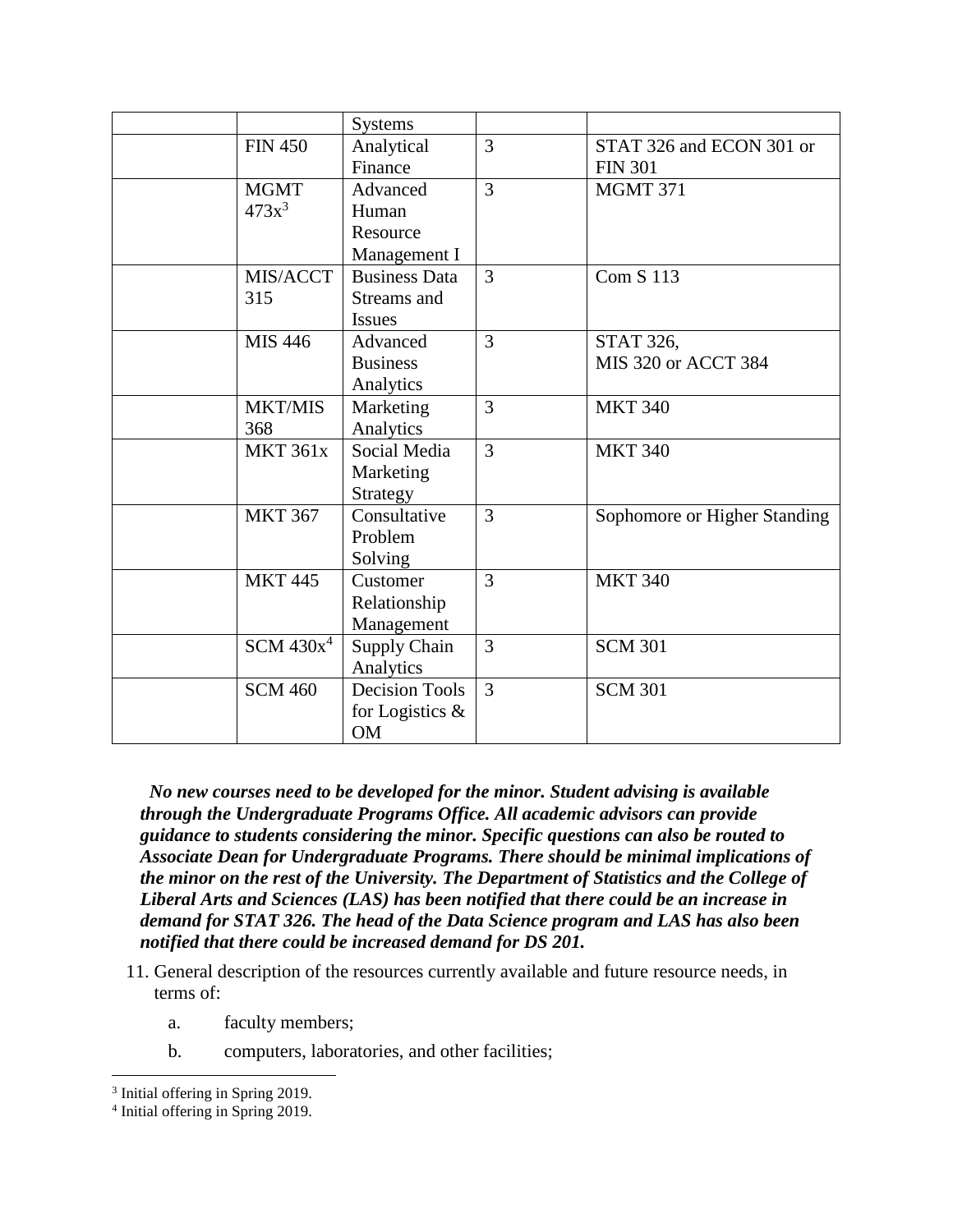| | | | | |
|---|---|---|---|---|
| | | Systems | | |
| | FIN 450 | Analytical Finance | 3 | STAT 326 and ECON 301 or FIN 301 |
| | MGMT 473x[3] | Advanced Human Resource Management I | 3 | MGMT 371 |
| | MIS/ACCT 315 | Business Data Streams and Issues | 3 | Com S 113 |
| | MIS 446 | Advanced Business Analytics | 3 | STAT 326, MIS 320 or ACCT 384 |
| | MKT/MIS 368 | Marketing Analytics | 3 | MKT 340 |
| | MKT 361x | Social Media Marketing Strategy | 3 | MKT 340 |
| | MKT 367 | Consultative Problem Solving | 3 | Sophomore or Higher Standing |
| | MKT 445 | Customer Relationship Management | 3 | MKT 340 |
| | SCM 430x[4] | Supply Chain Analytics | 3 | SCM 301 |
| | SCM 460 | Decision Tools for Logistics & OM | 3 | SCM 301 |

***No new courses need to be developed for the minor. Student advising is available through the Undergraduate Programs Office. All academic advisors can provide guidance to students considering the minor. Specific questions can also be routed to Associate Dean for Undergraduate Programs. There should be minimal implications of the minor on the rest of the University. The Department of Statistics and the College of Liberal Arts and Sciences (LAS) has been notified that there could be an increase in demand for STAT 326. The head of the Data Science program and LAS has also been notified that there could be increased demand for DS 201.***

11. General description of the resources currently available and future resource needs, in terms of:

    a. faculty members;

    b. computers, laboratories, and other facilities;

---

[3] Initial offering in Spring 2019.

[4] Initial offering in Spring 2019.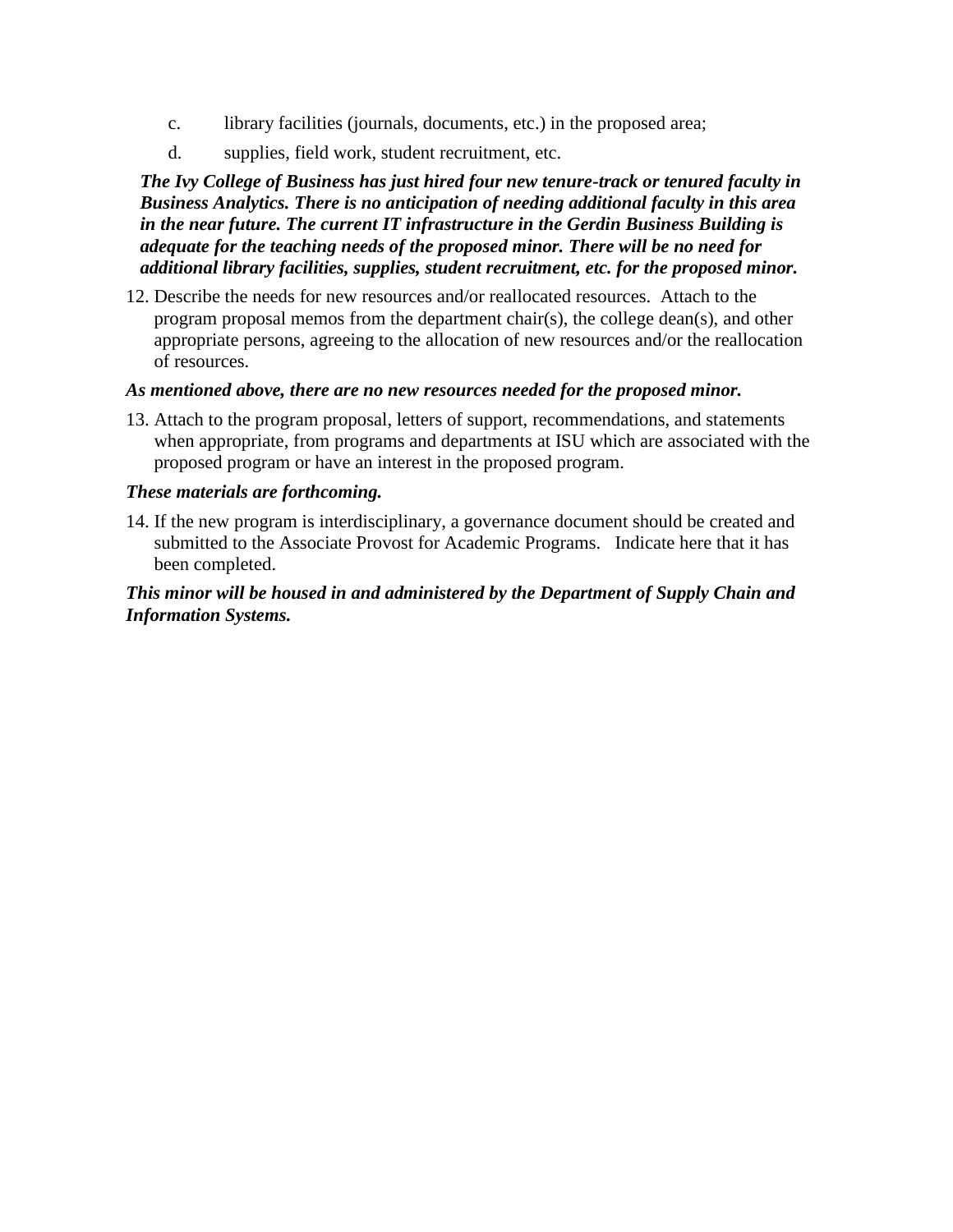c. library facilities (journals, documents, etc.) in the proposed area;

d. supplies, field work, student recruitment, etc.

***The Ivy College of Business has just hired four new tenure-track or tenured faculty in Business Analytics. There is no anticipation of needing additional faculty in this area in the near future. The current IT infrastructure in the Gerdin Business Building is adequate for the teaching needs of the proposed minor. There will be no need for additional library facilities, supplies, student recruitment, etc. for the proposed minor.***

12. Describe the needs for new resources and/or reallocated resources. Attach to the program proposal memos from the department chair(s), the college dean(s), and other appropriate persons, agreeing to the allocation of new resources and/or the reallocation of resources.

***As mentioned above, there are no new resources needed for the proposed minor.***

13. Attach to the program proposal, letters of support, recommendations, and statements when appropriate, from programs and departments at ISU which are associated with the proposed program or have an interest in the proposed program.

***These materials are forthcoming.***

14. If the new program is interdisciplinary, a governance document should be created and submitted to the Associate Provost for Academic Programs. Indicate here that it has been completed.

***This minor will be housed in and administered by the Department of Supply Chain and Information Systems.***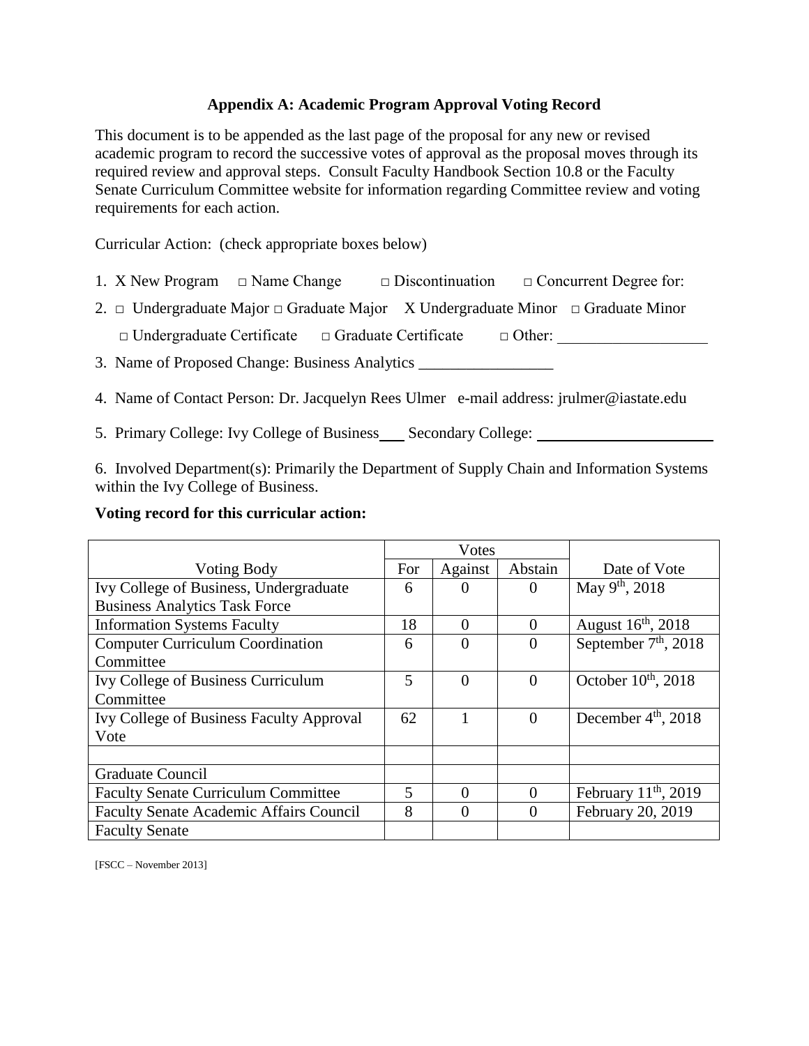**Appendix A: Academic Program Approval Voting Record**

This document is to be appended as the last page of the proposal for any new or revised academic program to record the successive votes of approval as the proposal moves through its required review and approval steps. Consult Faculty Handbook Section 10.8 or the Faculty Senate Curriculum Committee website for information regarding Committee review and voting requirements for each action.

Curricular Action: (check appropriate boxes below)

1. X New Program □ Name Change □ Discontinuation □ Concurrent Degree for:
2. □ Undergraduate Major □ Graduate Major X Undergraduate Minor □ Graduate Minor

   □ Undergraduate Certificate □ Graduate Certificate □ Other: ___________________

3. Name of Proposed Change: Business Analytics _________________
4. Name of Contact Person: Dr. Jacquelyn Rees Ulmer e-mail address: jrulmer@iastate.edu
5. Primary College: Ivy College of Business___ Secondary College: _______________________
6. Involved Department(s): Primarily the Department of Supply Chain and Information Systems within the Ivy College of Business.

**Voting record for this curricular action:**

| | Votes | | | |
|---|---|---|---|---|
| Voting Body | For | Against | Abstain | Date of Vote |
| Ivy College of Business, Undergraduate Business Analytics Task Force | 6 | 0 | 0 | May 9th, 2018 |
| Information Systems Faculty | 18 | 0 | 0 | August 16th, 2018 |
| Computer Curriculum Coordination Committee | 6 | 0 | 0 | September 7th, 2018 |
| Ivy College of Business Curriculum Committee | 5 | 0 | 0 | October 10th, 2018 |
| Ivy College of Business Faculty Approval Vote | 62 | 1 | 0 | December 4th, 2018 |
| | | | | |
| Graduate Council | | | | |
| Faculty Senate Curriculum Committee | 5 | 0 | 0 | February 11th, 2019 |
| Faculty Senate Academic Affairs Council | 8 | 0 | 0 | February 20, 2019 |
| Faculty Senate | | | | |

[FSCC – November 2013]